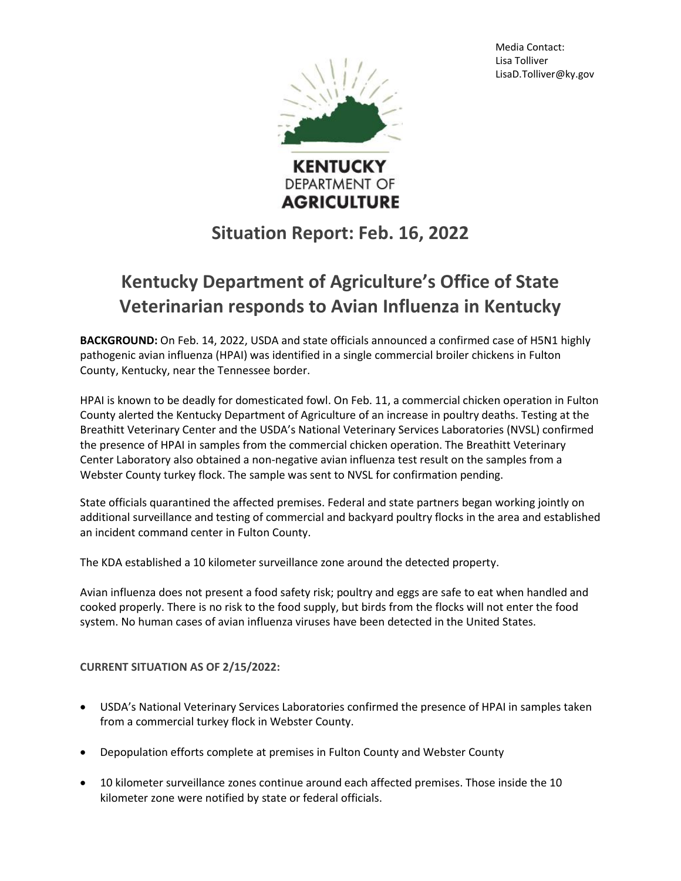Media Contact:
Lisa Tolliver
LisaD.Tolliver@ky.gov

KENTUCKY
DEPARTMENT OF
AGRICULTURE

# Situation Report: Feb. 16, 2022

# Kentucky Department of Agriculture's Office of State Veterinarian responds to Avian Influenza in Kentucky

**BACKGROUND:** On Feb. 14, 2022, USDA and state officials announced a confirmed case of H5N1 highly pathogenic avian influenza (HPAI) was identified in a single commercial broiler chickens in Fulton County, Kentucky, near the Tennessee border.

HPAI is known to be deadly for domesticated fowl. On Feb. 11, a commercial chicken operation in Fulton County alerted the Kentucky Department of Agriculture of an increase in poultry deaths. Testing at the Breathitt Veterinary Center and the USDA's National Veterinary Services Laboratories (NVSL) confirmed the presence of HPAI in samples from the commercial chicken operation. The Breathitt Veterinary Center Laboratory also obtained a non-negative avian influenza test result on the samples from a Webster County turkey flock. The sample was sent to NVSL for confirmation pending.

State officials quarantined the affected premises. Federal and state partners began working jointly on additional surveillance and testing of commercial and backyard poultry flocks in the area and established an incident command center in Fulton County.

The KDA established a 10 kilometer surveillance zone around the detected property.

Avian influenza does not present a food safety risk; poultry and eggs are safe to eat when handled and cooked properly. There is no risk to the food supply, but birds from the flocks will not enter the food system. No human cases of avian influenza viruses have been detected in the United States.

**CURRENT SITUATION AS OF 2/15/2022:**

- USDA's National Veterinary Services Laboratories confirmed the presence of HPAI in samples taken from a commercial turkey flock in Webster County.
- Depopulation efforts complete at premises in Fulton County and Webster County
- 10 kilometer surveillance zones continue around each affected premises. Those inside the 10 kilometer zone were notified by state or federal officials.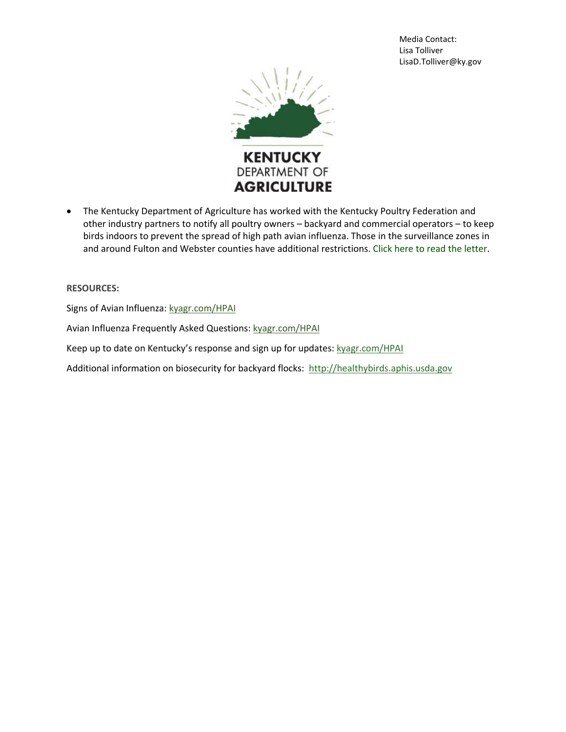Media Contact:
Lisa Tolliver
LisaD.Tolliver@ky.gov

KENTUCKY
DEPARTMENT OF
AGRICULTURE

- The Kentucky Department of Agriculture has worked with the Kentucky Poultry Federation and other industry partners to notify all poultry owners – backyard and commercial operators – to keep birds indoors to prevent the spread of high path avian influenza. Those in the surveillance zones in and around Fulton and Webster counties have additional restrictions. Click here to read the letter.

**RESOURCES:**

Signs of Avian Influenza: kyagr.com/HPAI

Avian Influenza Frequently Asked Questions: kyagr.com/HPAI

Keep up to date on Kentucky's response and sign up for updates: kyagr.com/HPAI

Additional information on biosecurity for backyard flocks: http://healthybirds.aphis.usda.gov